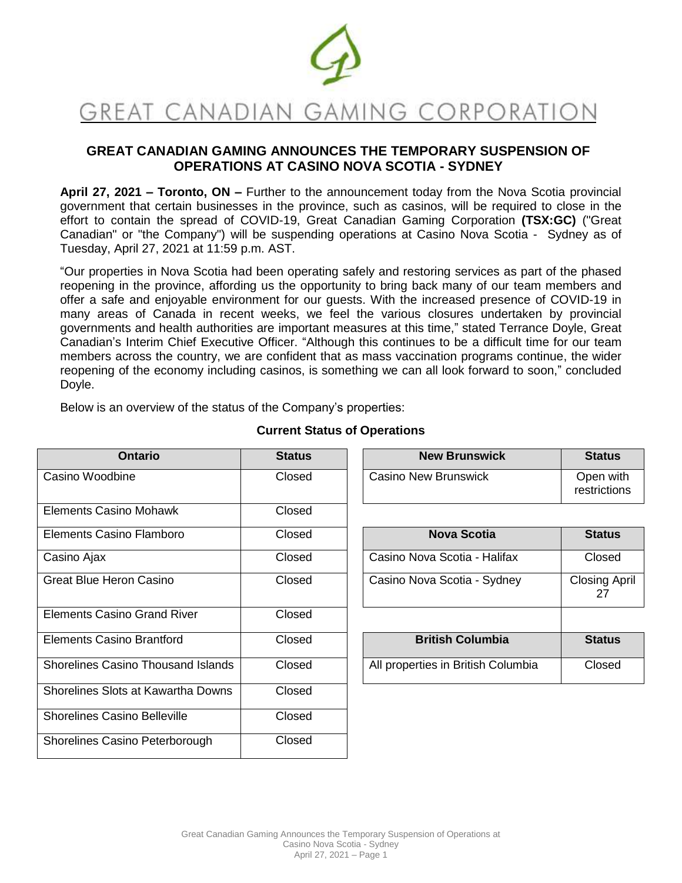# GREAT CANADIAN GAMING CORPORATION

## GREAT CANADIAN GAMING ANNOUNCES THE TEMPORARY SUSPENSION OF OPERATIONS AT CASINO NOVA SCOTIA - SYDNEY

**April 27, 2021 – Toronto, ON –** Further to the announcement today from the Nova Scotia provincial government that certain businesses in the province, such as casinos, will be required to close in the effort to contain the spread of COVID-19, Great Canadian Gaming Corporation **(TSX:GC)** ("Great Canadian" or "the Company") will be suspending operations at Casino Nova Scotia - Sydney as of Tuesday, April 27, 2021 at 11:59 p.m. AST.

"Our properties in Nova Scotia had been operating safely and restoring services as part of the phased reopening in the province, affording us the opportunity to bring back many of our team members and offer a safe and enjoyable environment for our guests. With the increased presence of COVID-19 in many areas of Canada in recent weeks, we feel the various closures undertaken by provincial governments and health authorities are important measures at this time," stated Terrance Doyle, Great Canadian's Interim Chief Executive Officer. "Although this continues to be a difficult time for our team members across the country, we are confident that as mass vaccination programs continue, the wider reopening of the economy including casinos, is something we can all look forward to soon," concluded Doyle.

Below is an overview of the status of the Company's properties:

### Current Status of Operations

| Ontario | Status |
|---|---|
| Casino Woodbine | Closed |
| Elements Casino Mohawk | Closed |
| Elements Casino Flamboro | Closed |
| Casino Ajax | Closed |
| Great Blue Heron Casino | Closed |
| Elements Casino Grand River | Closed |
| Elements Casino Brantford | Closed |
| Shorelines Casino Thousand Islands | Closed |
| Shorelines Slots at Kawartha Downs | Closed |
| Shorelines Casino Belleville | Closed |
| Shorelines Casino Peterborough | Closed |

| New Brunswick | Status |
|---|---|
| Casino New Brunswick | Open with restrictions |

| Nova Scotia | Status |
|---|---|
| Casino Nova Scotia - Halifax | Closed |
| Casino Nova Scotia - Sydney | Closing April 27 |

| British Columbia | Status |
|---|---|
| All properties in British Columbia | Closed |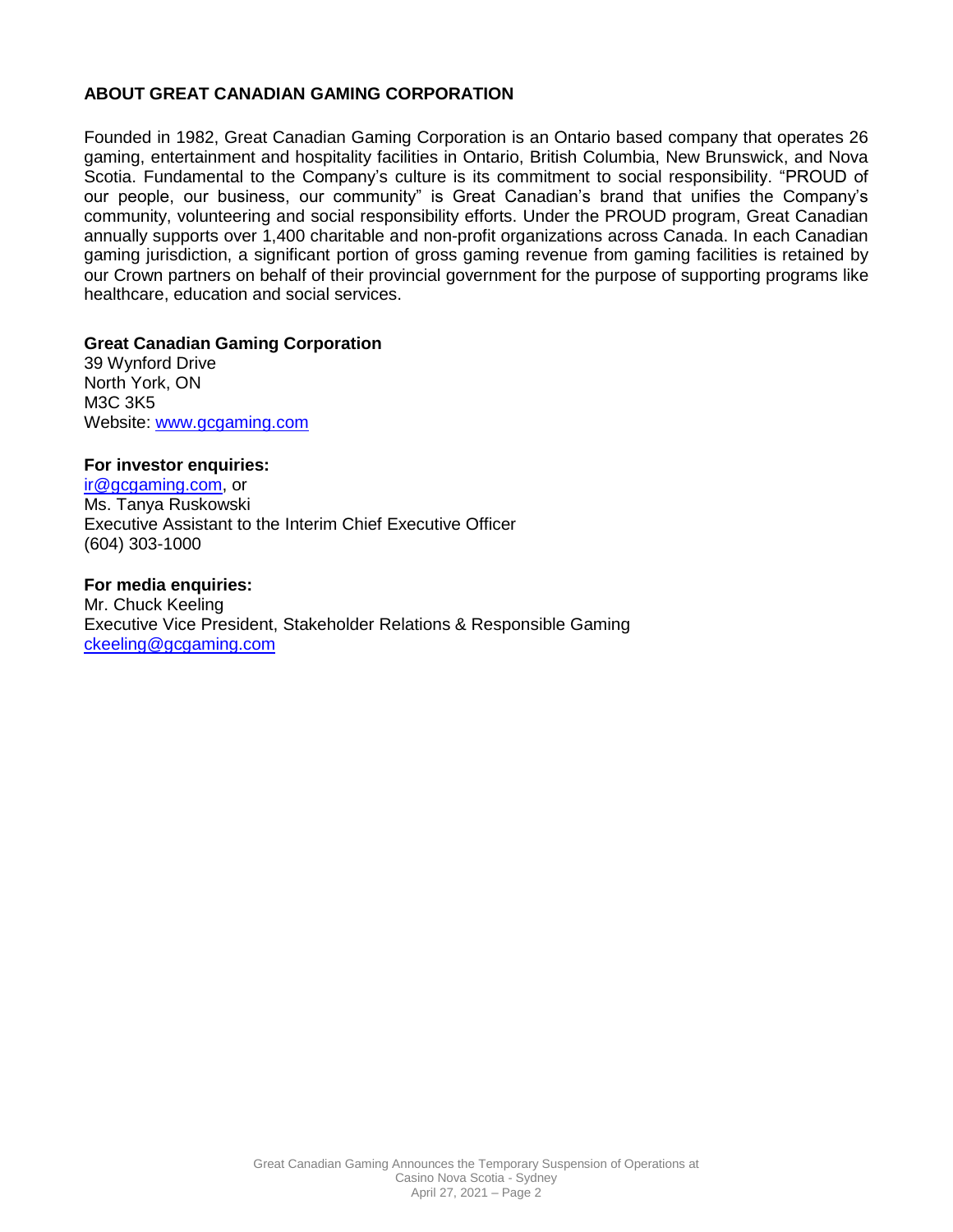## ABOUT GREAT CANADIAN GAMING CORPORATION

Founded in 1982, Great Canadian Gaming Corporation is an Ontario based company that operates 26 gaming, entertainment and hospitality facilities in Ontario, British Columbia, New Brunswick, and Nova Scotia. Fundamental to the Company's culture is its commitment to social responsibility. "PROUD of our people, our business, our community" is Great Canadian's brand that unifies the Company's community, volunteering and social responsibility efforts. Under the PROUD program, Great Canadian annually supports over 1,400 charitable and non-profit organizations across Canada. In each Canadian gaming jurisdiction, a significant portion of gross gaming revenue from gaming facilities is retained by our Crown partners on behalf of their provincial government for the purpose of supporting programs like healthcare, education and social services.

**Great Canadian Gaming Corporation**
39 Wynford Drive
North York, ON
M3C 3K5
Website: www.gcgaming.com

**For investor enquiries:**
ir@gcgaming.com, or
Ms. Tanya Ruskowski
Executive Assistant to the Interim Chief Executive Officer
(604) 303-1000

**For media enquiries:**
Mr. Chuck Keeling
Executive Vice President, Stakeholder Relations & Responsible Gaming
ckeeling@gcgaming.com